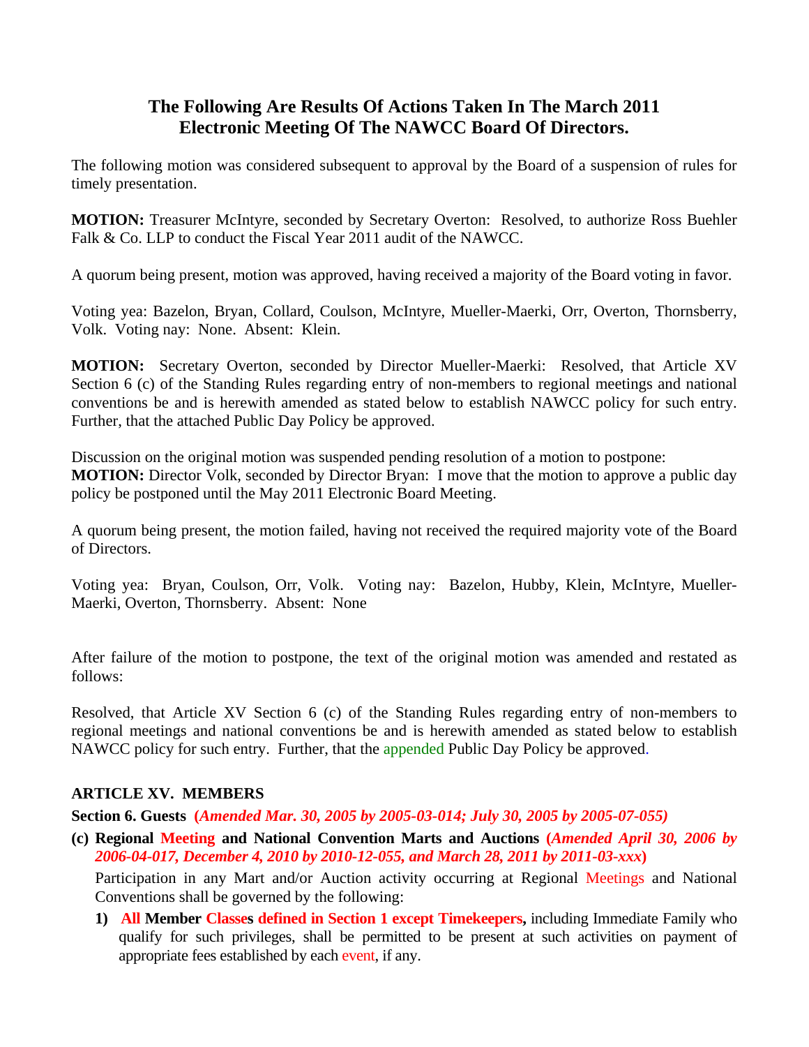## The Following Are Results Of Actions Taken In The March 2011 Electronic Meeting Of The NAWCC Board Of Directors.

The following motion was considered subsequent to approval by the Board of a suspension of rules for timely presentation.

**MOTION:** Treasurer McIntyre, seconded by Secretary Overton: Resolved, to authorize Ross Buehler Falk & Co. LLP to conduct the Fiscal Year 2011 audit of the NAWCC.

A quorum being present, motion was approved, having received a majority of the Board voting in favor.

Voting yea: Bazelon, Bryan, Collard, Coulson, McIntyre, Mueller-Maerki, Orr, Overton, Thornsberry, Volk. Voting nay: None. Absent: Klein.

**MOTION:** Secretary Overton, seconded by Director Mueller-Maerki: Resolved, that Article XV Section 6 (c) of the Standing Rules regarding entry of non-members to regional meetings and national conventions be and is herewith amended as stated below to establish NAWCC policy for such entry. Further, that the attached Public Day Policy be approved.

Discussion on the original motion was suspended pending resolution of a motion to postpone:
**MOTION:** Director Volk, seconded by Director Bryan: I move that the motion to approve a public day policy be postponed until the May 2011 Electronic Board Meeting.

A quorum being present, the motion failed, having not received the required majority vote of the Board of Directors.

Voting yea: Bryan, Coulson, Orr, Volk. Voting nay: Bazelon, Hubby, Klein, McIntyre, Mueller-Maerki, Overton, Thornsberry. Absent: None

After failure of the motion to postpone, the text of the original motion was amended and restated as follows:

Resolved, that Article XV Section 6 (c) of the Standing Rules regarding entry of non-members to regional meetings and national conventions be and is herewith amended as stated below to establish NAWCC policy for such entry. Further, that the appended Public Day Policy be approved.

**ARTICLE XV. MEMBERS**

**Section 6. Guests** (***Amended Mar. 30, 2005 by 2005-03-014; July 30, 2005 by 2005-07-055)***

**(c) Regional Meeting and National Convention Marts and Auctions (*Amended April 30, 2006 by 2006-04-017, December 4, 2010 by 2010-12-055, and March 28, 2011 by 2011-03-xxx*)**

Participation in any Mart and/or Auction activity occurring at Regional Meetings and National Conventions shall be governed by the following:

1) **All Member Classes defined in Section 1 except Timekeepers,** including Immediate Family who qualify for such privileges, shall be permitted to be present at such activities on payment of appropriate fees established by each event, if any.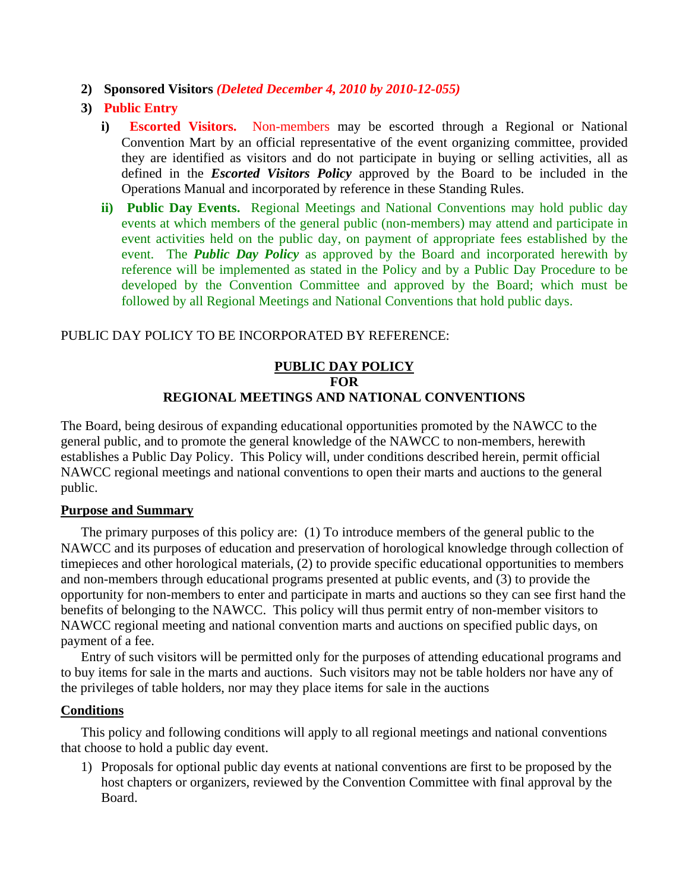2) **Sponsored Visitors** ***(Deleted December 4, 2010 by 2010-12-055)***

3) **Public Entry**

   i) **Escorted Visitors.** Non-members may be escorted through a Regional or National Convention Mart by an official representative of the event organizing committee, provided they are identified as visitors and do not participate in buying or selling activities, all as defined in the ***Escorted Visitors Policy*** approved by the Board to be included in the Operations Manual and incorporated by reference in these Standing Rules.

   ii) **Public Day Events.** Regional Meetings and National Conventions may hold public day events at which members of the general public (non-members) may attend and participate in event activities held on the public day, on payment of appropriate fees established by the event. The ***Public Day Policy*** as approved by the Board and incorporated herewith by reference will be implemented as stated in the Policy and by a Public Day Procedure to be developed by the Convention Committee and approved by the Board; which must be followed by all Regional Meetings and National Conventions that hold public days.

PUBLIC DAY POLICY TO BE INCORPORATED BY REFERENCE:

## PUBLIC DAY POLICY FOR REGIONAL MEETINGS AND NATIONAL CONVENTIONS

The Board, being desirous of expanding educational opportunities promoted by the NAWCC to the general public, and to promote the general knowledge of the NAWCC to non-members, herewith establishes a Public Day Policy. This Policy will, under conditions described herein, permit official NAWCC regional meetings and national conventions to open their marts and auctions to the general public.

### Purpose and Summary

The primary purposes of this policy are: (1) To introduce members of the general public to the NAWCC and its purposes of education and preservation of horological knowledge through collection of timepieces and other horological materials, (2) to provide specific educational opportunities to members and non-members through educational programs presented at public events, and (3) to provide the opportunity for non-members to enter and participate in marts and auctions so they can see first hand the benefits of belonging to the NAWCC. This policy will thus permit entry of non-member visitors to NAWCC regional meeting and national convention marts and auctions on specified public days, on payment of a fee.

Entry of such visitors will be permitted only for the purposes of attending educational programs and to buy items for sale in the marts and auctions. Such visitors may not be table holders nor have any of the privileges of table holders, nor may they place items for sale in the auctions

### Conditions

This policy and following conditions will apply to all regional meetings and national conventions that choose to hold a public day event.

1) Proposals for optional public day events at national conventions are first to be proposed by the host chapters or organizers, reviewed by the Convention Committee with final approval by the Board.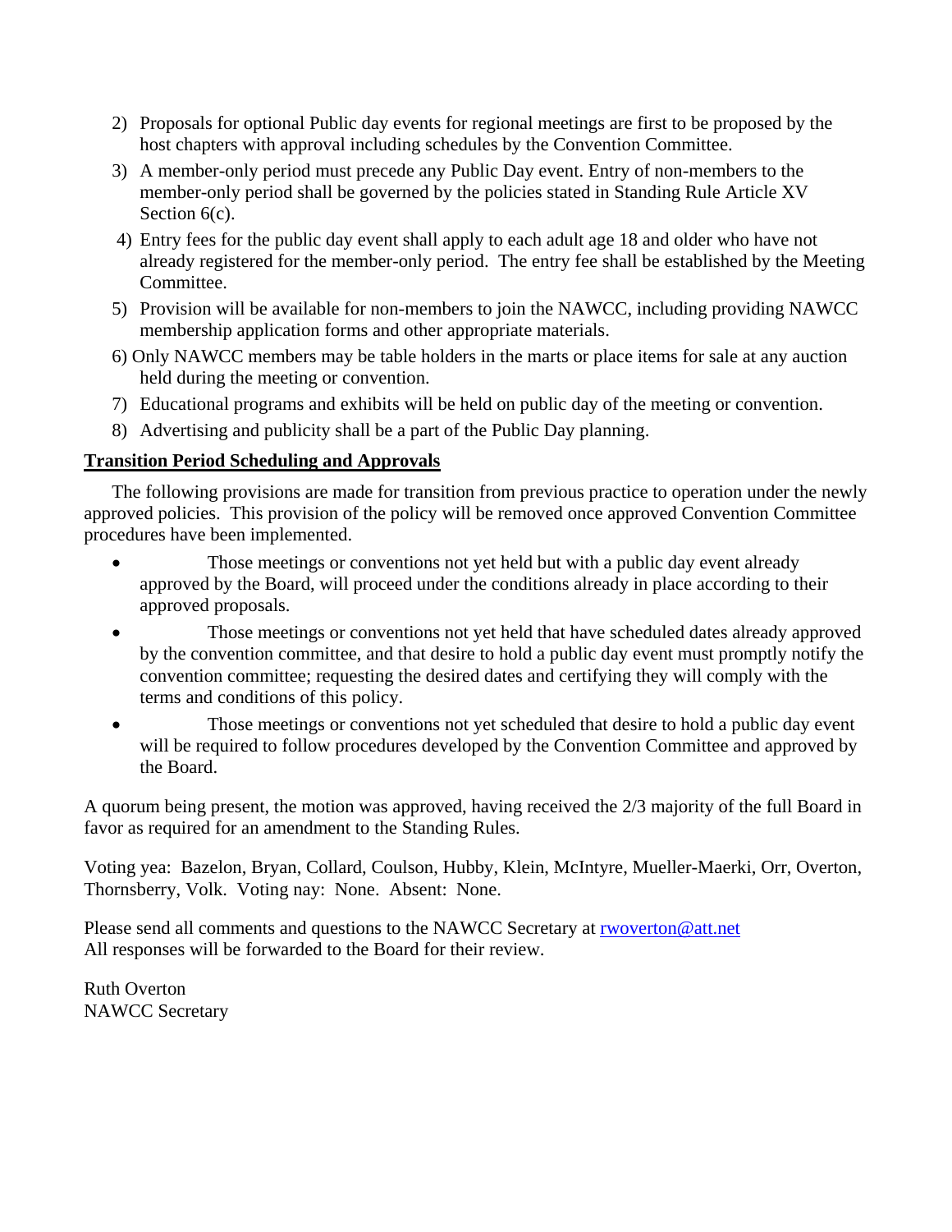2) Proposals for optional Public day events for regional meetings are first to be proposed by the host chapters with approval including schedules by the Convention Committee.
3) A member-only period must precede any Public Day event. Entry of non-members to the member-only period shall be governed by the policies stated in Standing Rule Article XV Section 6(c).
4) Entry fees for the public day event shall apply to each adult age 18 and older who have not already registered for the member-only period. The entry fee shall be established by the Meeting Committee.
5) Provision will be available for non-members to join the NAWCC, including providing NAWCC membership application forms and other appropriate materials.
6) Only NAWCC members may be table holders in the marts or place items for sale at any auction held during the meeting or convention.
7) Educational programs and exhibits will be held on public day of the meeting or convention.
8) Advertising and publicity shall be a part of the Public Day planning.

**Transition Period Scheduling and Approvals**

The following provisions are made for transition from previous practice to operation under the newly approved policies. This provision of the policy will be removed once approved Convention Committee procedures have been implemented.

- Those meetings or conventions not yet held but with a public day event already approved by the Board, will proceed under the conditions already in place according to their approved proposals.
- Those meetings or conventions not yet held that have scheduled dates already approved by the convention committee, and that desire to hold a public day event must promptly notify the convention committee; requesting the desired dates and certifying they will comply with the terms and conditions of this policy.
- Those meetings or conventions not yet scheduled that desire to hold a public day event will be required to follow procedures developed by the Convention Committee and approved by the Board.

A quorum being present, the motion was approved, having received the 2/3 majority of the full Board in favor as required for an amendment to the Standing Rules.

Voting yea: Bazelon, Bryan, Collard, Coulson, Hubby, Klein, McIntyre, Mueller-Maerki, Orr, Overton, Thornsberry, Volk. Voting nay: None. Absent: None.

Please send all comments and questions to the NAWCC Secretary at rwoverton@att.net
All responses will be forwarded to the Board for their review.

Ruth Overton
NAWCC Secretary